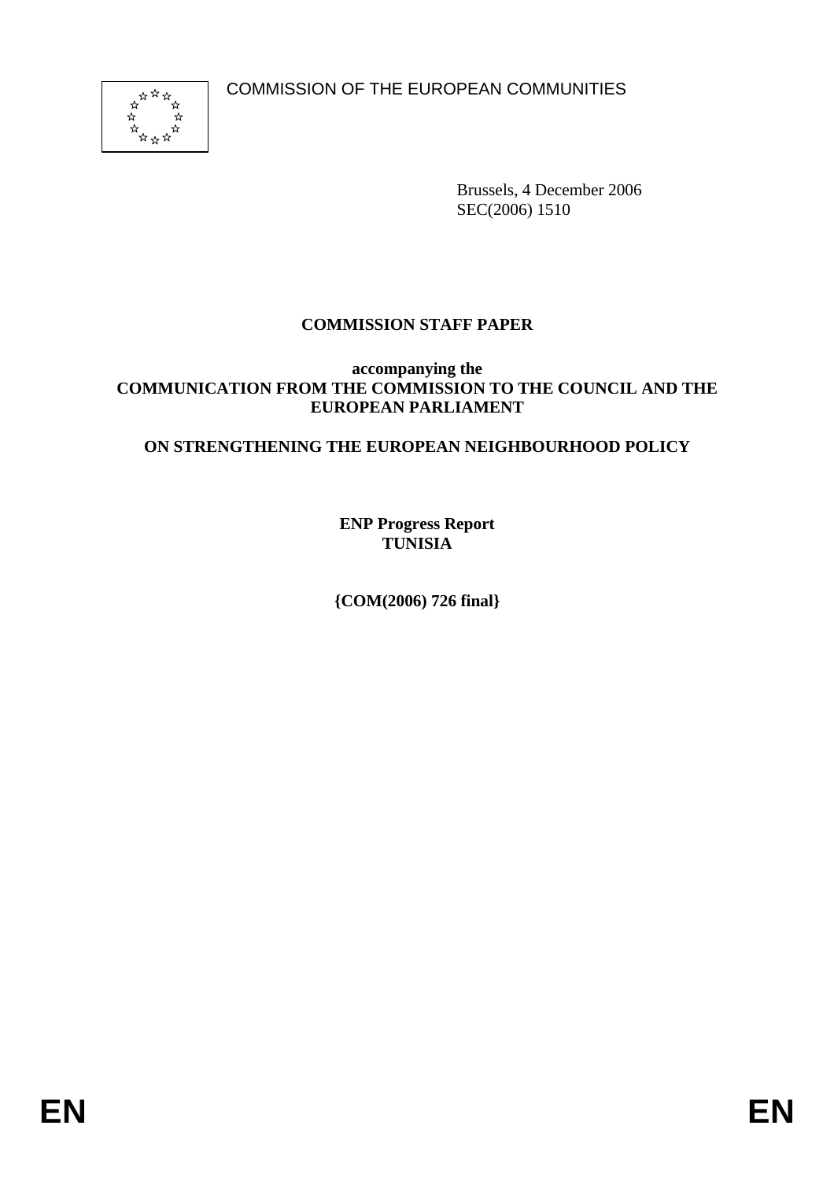COMMISSION OF THE EUROPEAN COMMUNITIES

Brussels, 4 December 2006
SEC(2006) 1510

**COMMISSION STAFF PAPER**

**accompanying the**
**COMMUNICATION FROM THE COMMISSION TO THE COUNCIL AND THE EUROPEAN PARLIAMENT**

**ON STRENGTHENING THE EUROPEAN NEIGHBOURHOOD POLICY**

**ENP Progress Report**
**TUNISIA**

**{COM(2006) 726 final}**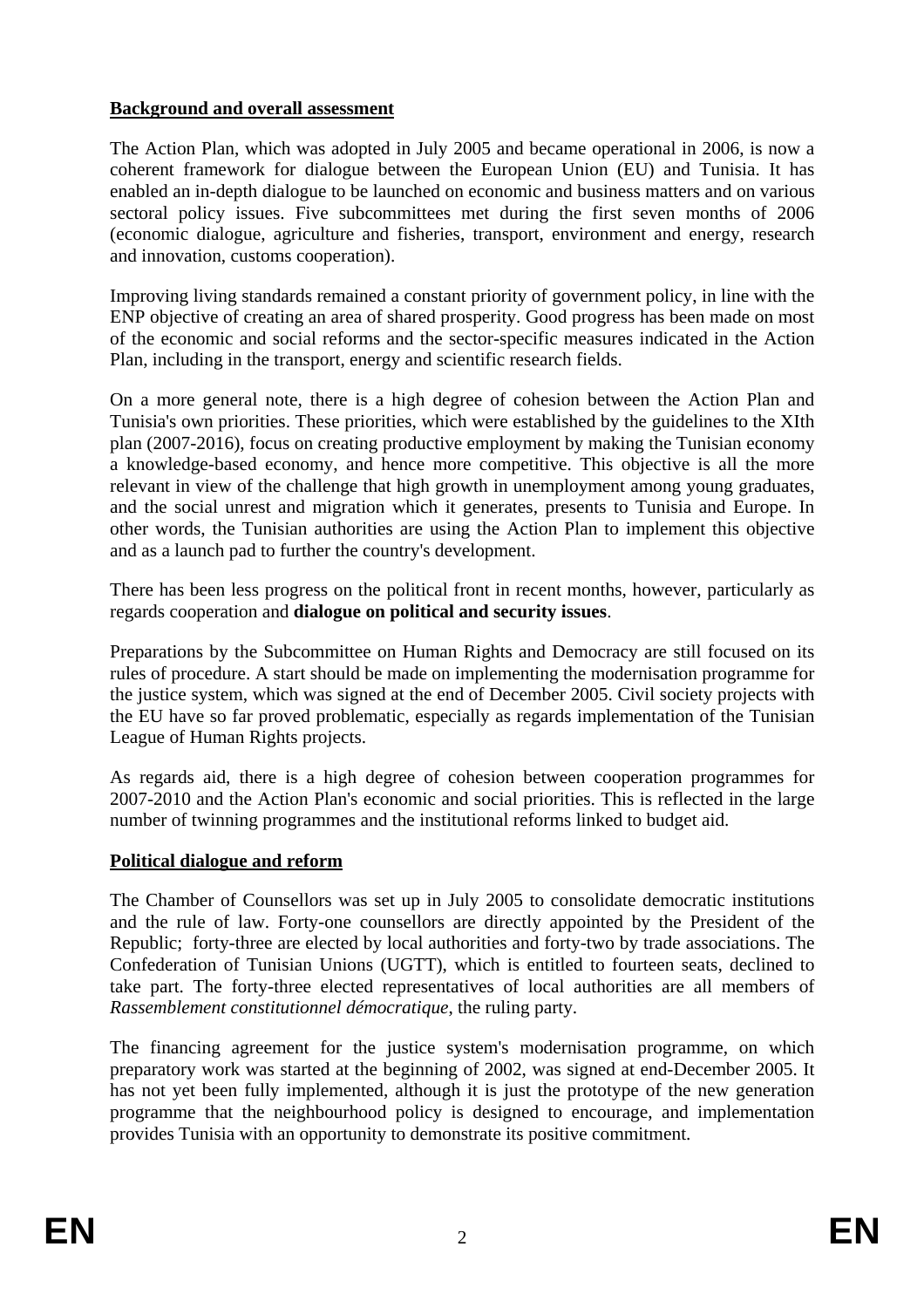**Background and overall assessment**

The Action Plan, which was adopted in July 2005 and became operational in 2006, is now a coherent framework for dialogue between the European Union (EU) and Tunisia. It has enabled an in-depth dialogue to be launched on economic and business matters and on various sectoral policy issues. Five subcommittees met during the first seven months of 2006 (economic dialogue, agriculture and fisheries, transport, environment and energy, research and innovation, customs cooperation).

Improving living standards remained a constant priority of government policy, in line with the ENP objective of creating an area of shared prosperity. Good progress has been made on most of the economic and social reforms and the sector-specific measures indicated in the Action Plan, including in the transport, energy and scientific research fields.

On a more general note, there is a high degree of cohesion between the Action Plan and Tunisia's own priorities. These priorities, which were established by the guidelines to the XIth plan (2007-2016), focus on creating productive employment by making the Tunisian economy a knowledge-based economy, and hence more competitive. This objective is all the more relevant in view of the challenge that high growth in unemployment among young graduates, and the social unrest and migration which it generates, presents to Tunisia and Europe. In other words, the Tunisian authorities are using the Action Plan to implement this objective and as a launch pad to further the country's development.

There has been less progress on the political front in recent months, however, particularly as regards cooperation and **dialogue on political and security issues**.

Preparations by the Subcommittee on Human Rights and Democracy are still focused on its rules of procedure. A start should be made on implementing the modernisation programme for the justice system, which was signed at the end of December 2005. Civil society projects with the EU have so far proved problematic, especially as regards implementation of the Tunisian League of Human Rights projects.

As regards aid, there is a high degree of cohesion between cooperation programmes for 2007-2010 and the Action Plan's economic and social priorities. This is reflected in the large number of twinning programmes and the institutional reforms linked to budget aid.

**Political dialogue and reform**

The Chamber of Counsellors was set up in July 2005 to consolidate democratic institutions and the rule of law. Forty-one counsellors are directly appointed by the President of the Republic; forty-three are elected by local authorities and forty-two by trade associations. The Confederation of Tunisian Unions (UGTT), which is entitled to fourteen seats, declined to take part. The forty-three elected representatives of local authorities are all members of *Rassemblement constitutionnel démocratique*, the ruling party.

The financing agreement for the justice system's modernisation programme, on which preparatory work was started at the beginning of 2002, was signed at end-December 2005. It has not yet been fully implemented, although it is just the prototype of the new generation programme that the neighbourhood policy is designed to encourage, and implementation provides Tunisia with an opportunity to demonstrate its positive commitment.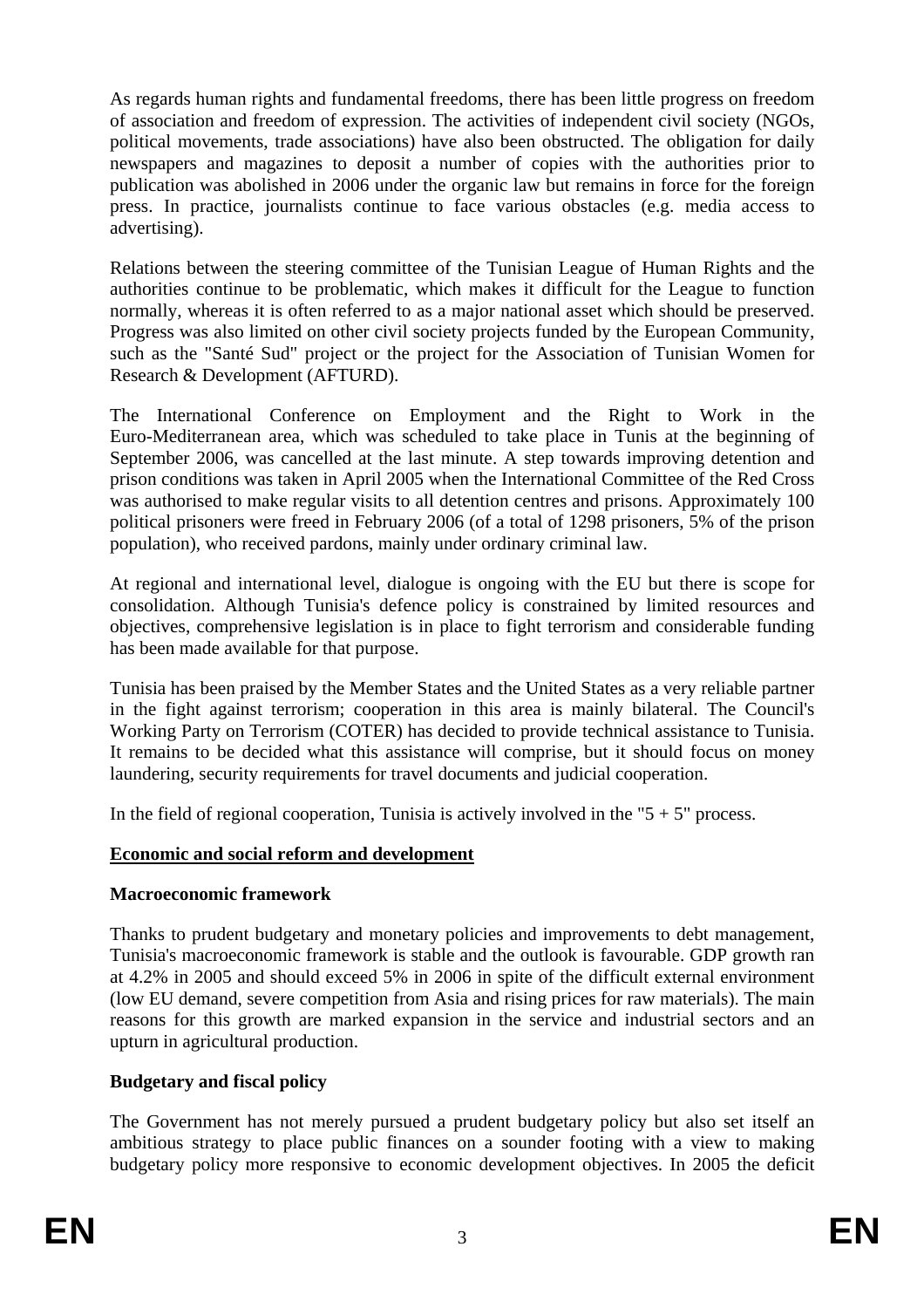As regards human rights and fundamental freedoms, there has been little progress on freedom of association and freedom of expression. The activities of independent civil society (NGOs, political movements, trade associations) have also been obstructed. The obligation for daily newspapers and magazines to deposit a number of copies with the authorities prior to publication was abolished in 2006 under the organic law but remains in force for the foreign press. In practice, journalists continue to face various obstacles (e.g. media access to advertising).

Relations between the steering committee of the Tunisian League of Human Rights and the authorities continue to be problematic, which makes it difficult for the League to function normally, whereas it is often referred to as a major national asset which should be preserved. Progress was also limited on other civil society projects funded by the European Community, such as the "Santé Sud" project or the project for the Association of Tunisian Women for Research & Development (AFTURD).

The International Conference on Employment and the Right to Work in the Euro-Mediterranean area, which was scheduled to take place in Tunis at the beginning of September 2006, was cancelled at the last minute. A step towards improving detention and prison conditions was taken in April 2005 when the International Committee of the Red Cross was authorised to make regular visits to all detention centres and prisons. Approximately 100 political prisoners were freed in February 2006 (of a total of 1298 prisoners, 5% of the prison population), who received pardons, mainly under ordinary criminal law.

At regional and international level, dialogue is ongoing with the EU but there is scope for consolidation. Although Tunisia's defence policy is constrained by limited resources and objectives, comprehensive legislation is in place to fight terrorism and considerable funding has been made available for that purpose.

Tunisia has been praised by the Member States and the United States as a very reliable partner in the fight against terrorism; cooperation in this area is mainly bilateral. The Council's Working Party on Terrorism (COTER) has decided to provide technical assistance to Tunisia. It remains to be decided what this assistance will comprise, but it should focus on money laundering, security requirements for travel documents and judicial cooperation.

In the field of regional cooperation, Tunisia is actively involved in the "5 + 5" process.

## Economic and social reform and development

### Macroeconomic framework

Thanks to prudent budgetary and monetary policies and improvements to debt management, Tunisia's macroeconomic framework is stable and the outlook is favourable. GDP growth ran at 4.2% in 2005 and should exceed 5% in 2006 in spite of the difficult external environment (low EU demand, severe competition from Asia and rising prices for raw materials). The main reasons for this growth are marked expansion in the service and industrial sectors and an upturn in agricultural production.

### Budgetary and fiscal policy

The Government has not merely pursued a prudent budgetary policy but also set itself an ambitious strategy to place public finances on a sounder footing with a view to making budgetary policy more responsive to economic development objectives. In 2005 the deficit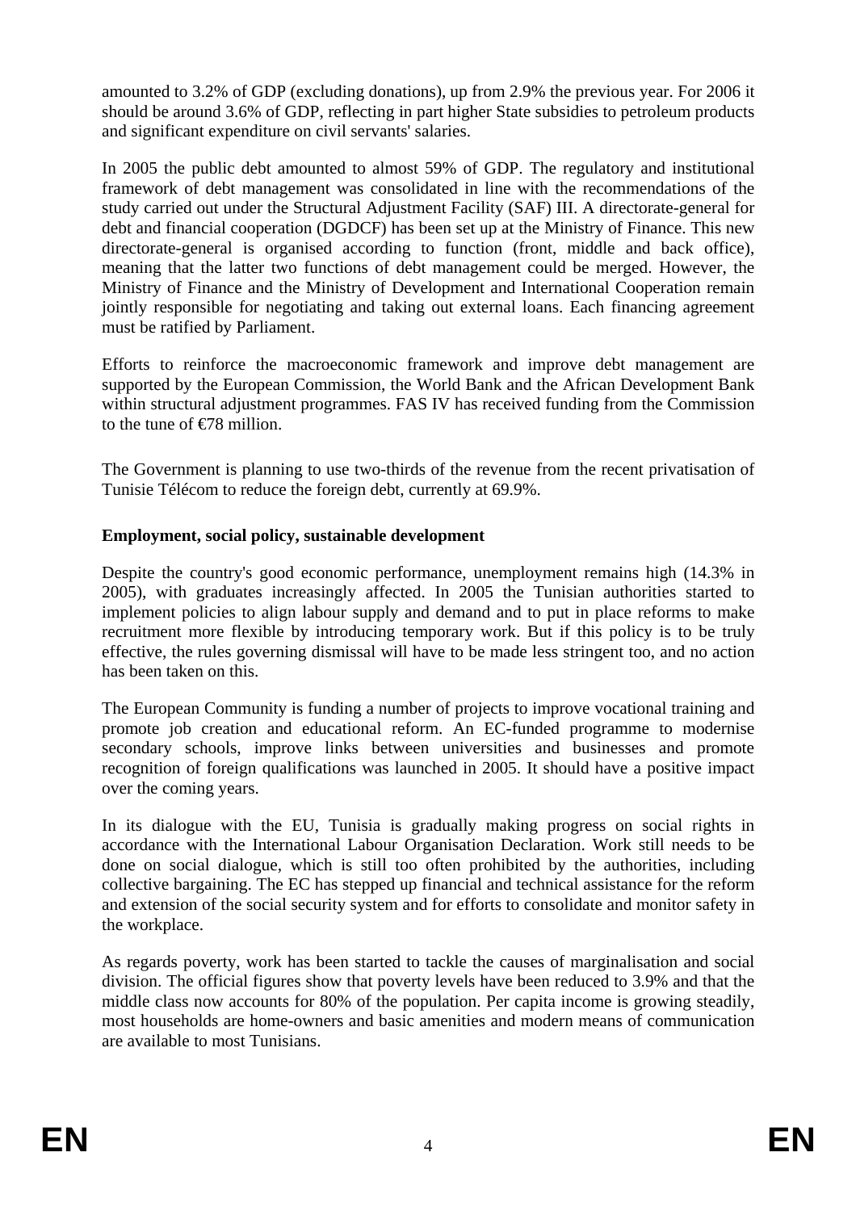amounted to 3.2% of GDP (excluding donations), up from 2.9% the previous year. For 2006 it should be around 3.6% of GDP, reflecting in part higher State subsidies to petroleum products and significant expenditure on civil servants' salaries.

In 2005 the public debt amounted to almost 59% of GDP. The regulatory and institutional framework of debt management was consolidated in line with the recommendations of the study carried out under the Structural Adjustment Facility (SAF) III. A directorate-general for debt and financial cooperation (DGDCF) has been set up at the Ministry of Finance. This new directorate-general is organised according to function (front, middle and back office), meaning that the latter two functions of debt management could be merged. However, the Ministry of Finance and the Ministry of Development and International Cooperation remain jointly responsible for negotiating and taking out external loans. Each financing agreement must be ratified by Parliament.

Efforts to reinforce the macroeconomic framework and improve debt management are supported by the European Commission, the World Bank and the African Development Bank within structural adjustment programmes. FAS IV has received funding from the Commission to the tune of €78 million.

The Government is planning to use two-thirds of the revenue from the recent privatisation of Tunisie Télécom to reduce the foreign debt, currently at 69.9%.

**Employment, social policy, sustainable development**

Despite the country's good economic performance, unemployment remains high (14.3% in 2005), with graduates increasingly affected. In 2005 the Tunisian authorities started to implement policies to align labour supply and demand and to put in place reforms to make recruitment more flexible by introducing temporary work. But if this policy is to be truly effective, the rules governing dismissal will have to be made less stringent too, and no action has been taken on this.

The European Community is funding a number of projects to improve vocational training and promote job creation and educational reform. An EC-funded programme to modernise secondary schools, improve links between universities and businesses and promote recognition of foreign qualifications was launched in 2005. It should have a positive impact over the coming years.

In its dialogue with the EU, Tunisia is gradually making progress on social rights in accordance with the International Labour Organisation Declaration. Work still needs to be done on social dialogue, which is still too often prohibited by the authorities, including collective bargaining. The EC has stepped up financial and technical assistance for the reform and extension of the social security system and for efforts to consolidate and monitor safety in the workplace.

As regards poverty, work has been started to tackle the causes of marginalisation and social division. The official figures show that poverty levels have been reduced to 3.9% and that the middle class now accounts for 80% of the population. Per capita income is growing steadily, most households are home-owners and basic amenities and modern means of communication are available to most Tunisians.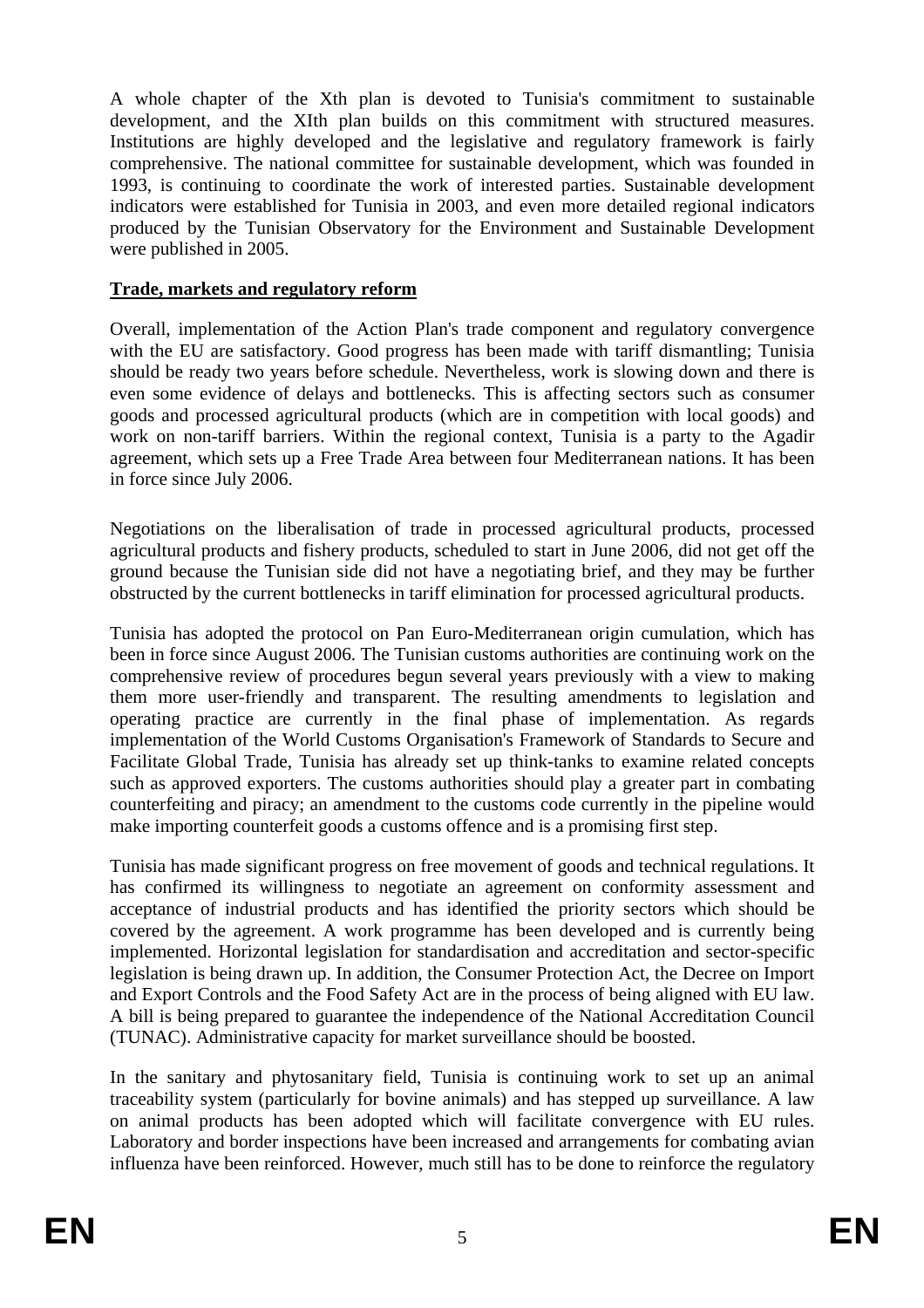A whole chapter of the Xth plan is devoted to Tunisia's commitment to sustainable development, and the XIth plan builds on this commitment with structured measures. Institutions are highly developed and the legislative and regulatory framework is fairly comprehensive. The national committee for sustainable development, which was founded in 1993, is continuing to coordinate the work of interested parties. Sustainable development indicators were established for Tunisia in 2003, and even more detailed regional indicators produced by the Tunisian Observatory for the Environment and Sustainable Development were published in 2005.

**Trade, markets and regulatory reform**

Overall, implementation of the Action Plan's trade component and regulatory convergence with the EU are satisfactory. Good progress has been made with tariff dismantling; Tunisia should be ready two years before schedule. Nevertheless, work is slowing down and there is even some evidence of delays and bottlenecks. This is affecting sectors such as consumer goods and processed agricultural products (which are in competition with local goods) and work on non-tariff barriers. Within the regional context, Tunisia is a party to the Agadir agreement, which sets up a Free Trade Area between four Mediterranean nations. It has been in force since July 2006.

Negotiations on the liberalisation of trade in processed agricultural products, processed agricultural products and fishery products, scheduled to start in June 2006, did not get off the ground because the Tunisian side did not have a negotiating brief, and they may be further obstructed by the current bottlenecks in tariff elimination for processed agricultural products.

Tunisia has adopted the protocol on Pan Euro-Mediterranean origin cumulation, which has been in force since August 2006. The Tunisian customs authorities are continuing work on the comprehensive review of procedures begun several years previously with a view to making them more user-friendly and transparent. The resulting amendments to legislation and operating practice are currently in the final phase of implementation. As regards implementation of the World Customs Organisation's Framework of Standards to Secure and Facilitate Global Trade, Tunisia has already set up think-tanks to examine related concepts such as approved exporters. The customs authorities should play a greater part in combating counterfeiting and piracy; an amendment to the customs code currently in the pipeline would make importing counterfeit goods a customs offence and is a promising first step.

Tunisia has made significant progress on free movement of goods and technical regulations. It has confirmed its willingness to negotiate an agreement on conformity assessment and acceptance of industrial products and has identified the priority sectors which should be covered by the agreement. A work programme has been developed and is currently being implemented. Horizontal legislation for standardisation and accreditation and sector-specific legislation is being drawn up. In addition, the Consumer Protection Act, the Decree on Import and Export Controls and the Food Safety Act are in the process of being aligned with EU law. A bill is being prepared to guarantee the independence of the National Accreditation Council (TUNAC). Administrative capacity for market surveillance should be boosted.

In the sanitary and phytosanitary field, Tunisia is continuing work to set up an animal traceability system (particularly for bovine animals) and has stepped up surveillance. A law on animal products has been adopted which will facilitate convergence with EU rules. Laboratory and border inspections have been increased and arrangements for combating avian influenza have been reinforced. However, much still has to be done to reinforce the regulatory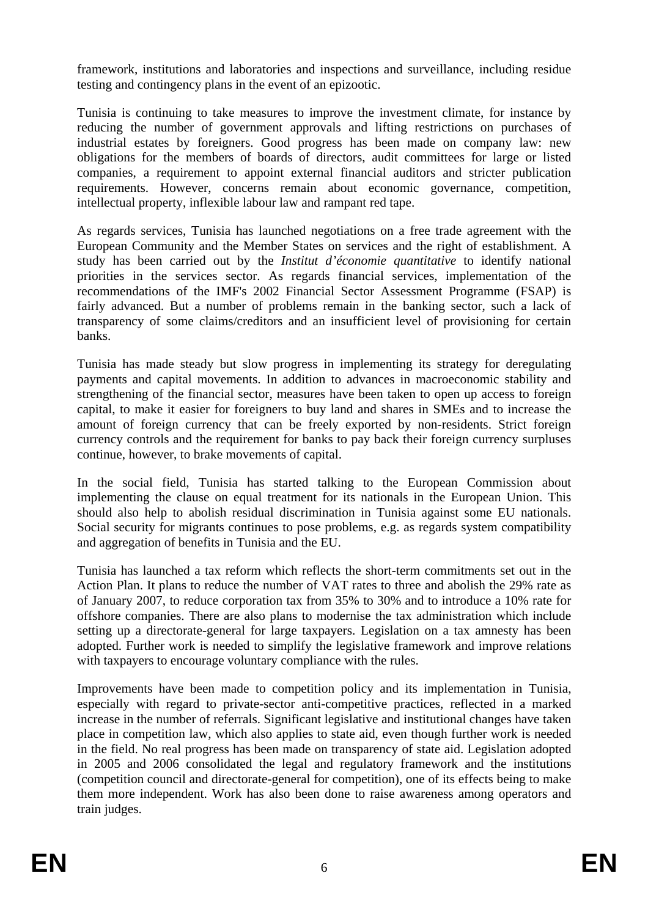framework, institutions and laboratories and inspections and surveillance, including residue testing and contingency plans in the event of an epizootic.

Tunisia is continuing to take measures to improve the investment climate, for instance by reducing the number of government approvals and lifting restrictions on purchases of industrial estates by foreigners. Good progress has been made on company law: new obligations for the members of boards of directors, audit committees for large or listed companies, a requirement to appoint external financial auditors and stricter publication requirements. However, concerns remain about economic governance, competition, intellectual property, inflexible labour law and rampant red tape.

As regards services, Tunisia has launched negotiations on a free trade agreement with the European Community and the Member States on services and the right of establishment. A study has been carried out by the *Institut d'économie quantitative* to identify national priorities in the services sector. As regards financial services, implementation of the recommendations of the IMF's 2002 Financial Sector Assessment Programme (FSAP) is fairly advanced. But a number of problems remain in the banking sector, such a lack of transparency of some claims/creditors and an insufficient level of provisioning for certain banks.

Tunisia has made steady but slow progress in implementing its strategy for deregulating payments and capital movements. In addition to advances in macroeconomic stability and strengthening of the financial sector, measures have been taken to open up access to foreign capital, to make it easier for foreigners to buy land and shares in SMEs and to increase the amount of foreign currency that can be freely exported by non-residents. Strict foreign currency controls and the requirement for banks to pay back their foreign currency surpluses continue, however, to brake movements of capital.

In the social field, Tunisia has started talking to the European Commission about implementing the clause on equal treatment for its nationals in the European Union. This should also help to abolish residual discrimination in Tunisia against some EU nationals. Social security for migrants continues to pose problems, e.g. as regards system compatibility and aggregation of benefits in Tunisia and the EU.

Tunisia has launched a tax reform which reflects the short-term commitments set out in the Action Plan. It plans to reduce the number of VAT rates to three and abolish the 29% rate as of January 2007, to reduce corporation tax from 35% to 30% and to introduce a 10% rate for offshore companies. There are also plans to modernise the tax administration which include setting up a directorate-general for large taxpayers. Legislation on a tax amnesty has been adopted. Further work is needed to simplify the legislative framework and improve relations with taxpayers to encourage voluntary compliance with the rules.

Improvements have been made to competition policy and its implementation in Tunisia, especially with regard to private-sector anti-competitive practices, reflected in a marked increase in the number of referrals. Significant legislative and institutional changes have taken place in competition law, which also applies to state aid, even though further work is needed in the field. No real progress has been made on transparency of state aid. Legislation adopted in 2005 and 2006 consolidated the legal and regulatory framework and the institutions (competition council and directorate-general for competition), one of its effects being to make them more independent. Work has also been done to raise awareness among operators and train judges.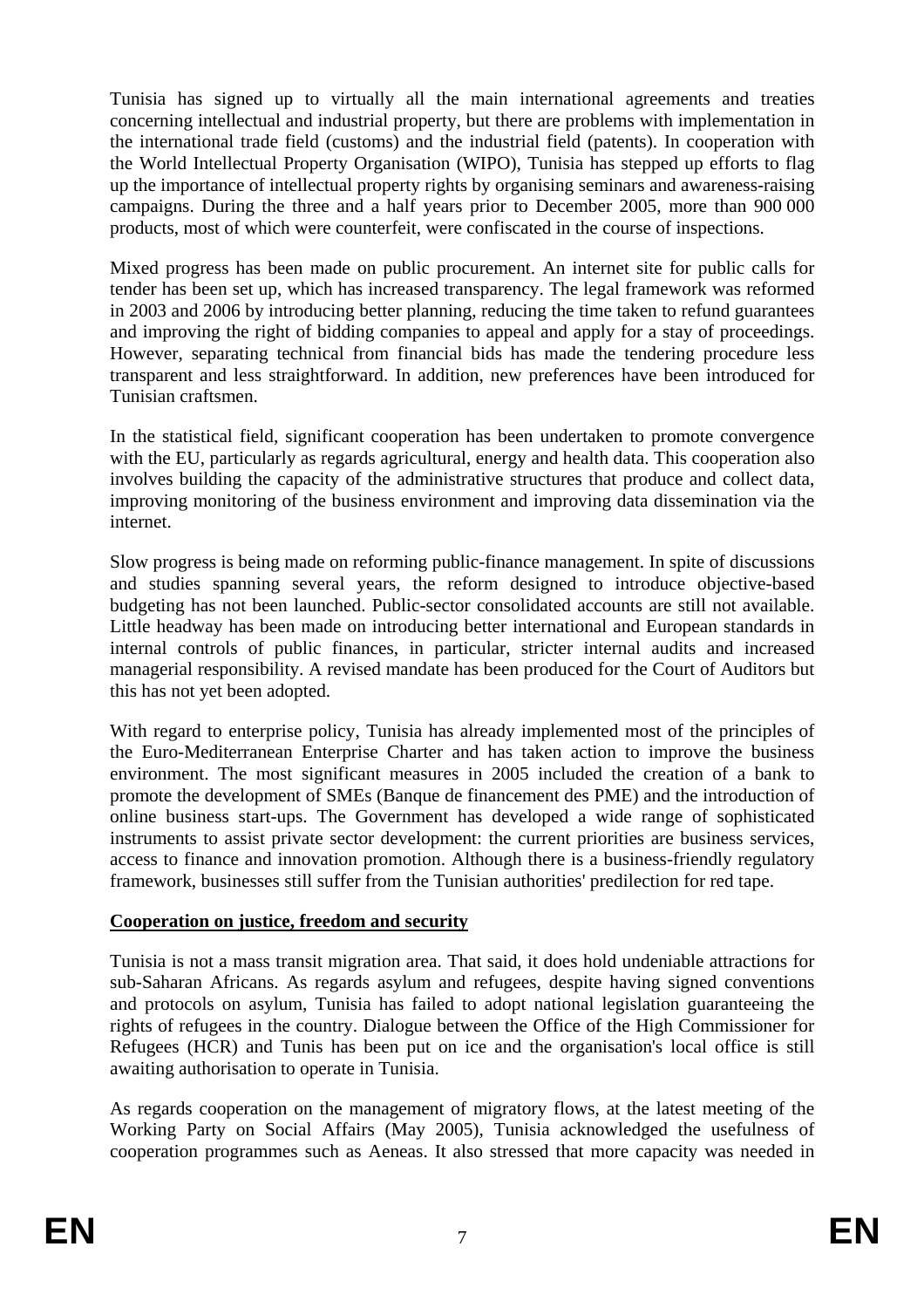Tunisia has signed up to virtually all the main international agreements and treaties concerning intellectual and industrial property, but there are problems with implementation in the international trade field (customs) and the industrial field (patents). In cooperation with the World Intellectual Property Organisation (WIPO), Tunisia has stepped up efforts to flag up the importance of intellectual property rights by organising seminars and awareness-raising campaigns. During the three and a half years prior to December 2005, more than 900 000 products, most of which were counterfeit, were confiscated in the course of inspections.

Mixed progress has been made on public procurement. An internet site for public calls for tender has been set up, which has increased transparency. The legal framework was reformed in 2003 and 2006 by introducing better planning, reducing the time taken to refund guarantees and improving the right of bidding companies to appeal and apply for a stay of proceedings. However, separating technical from financial bids has made the tendering procedure less transparent and less straightforward. In addition, new preferences have been introduced for Tunisian craftsmen.

In the statistical field, significant cooperation has been undertaken to promote convergence with the EU, particularly as regards agricultural, energy and health data. This cooperation also involves building the capacity of the administrative structures that produce and collect data, improving monitoring of the business environment and improving data dissemination via the internet.

Slow progress is being made on reforming public-finance management. In spite of discussions and studies spanning several years, the reform designed to introduce objective-based budgeting has not been launched. Public-sector consolidated accounts are still not available. Little headway has been made on introducing better international and European standards in internal controls of public finances, in particular, stricter internal audits and increased managerial responsibility. A revised mandate has been produced for the Court of Auditors but this has not yet been adopted.

With regard to enterprise policy, Tunisia has already implemented most of the principles of the Euro-Mediterranean Enterprise Charter and has taken action to improve the business environment. The most significant measures in 2005 included the creation of a bank to promote the development of SMEs (Banque de financement des PME) and the introduction of online business start-ups. The Government has developed a wide range of sophisticated instruments to assist private sector development: the current priorities are business services, access to finance and innovation promotion. Although there is a business-friendly regulatory framework, businesses still suffer from the Tunisian authorities' predilection for red tape.

**Cooperation on justice, freedom and security**

Tunisia is not a mass transit migration area. That said, it does hold undeniable attractions for sub-Saharan Africans. As regards asylum and refugees, despite having signed conventions and protocols on asylum, Tunisia has failed to adopt national legislation guaranteeing the rights of refugees in the country. Dialogue between the Office of the High Commissioner for Refugees (HCR) and Tunis has been put on ice and the organisation's local office is still awaiting authorisation to operate in Tunisia.

As regards cooperation on the management of migratory flows, at the latest meeting of the Working Party on Social Affairs (May 2005), Tunisia acknowledged the usefulness of cooperation programmes such as Aeneas. It also stressed that more capacity was needed in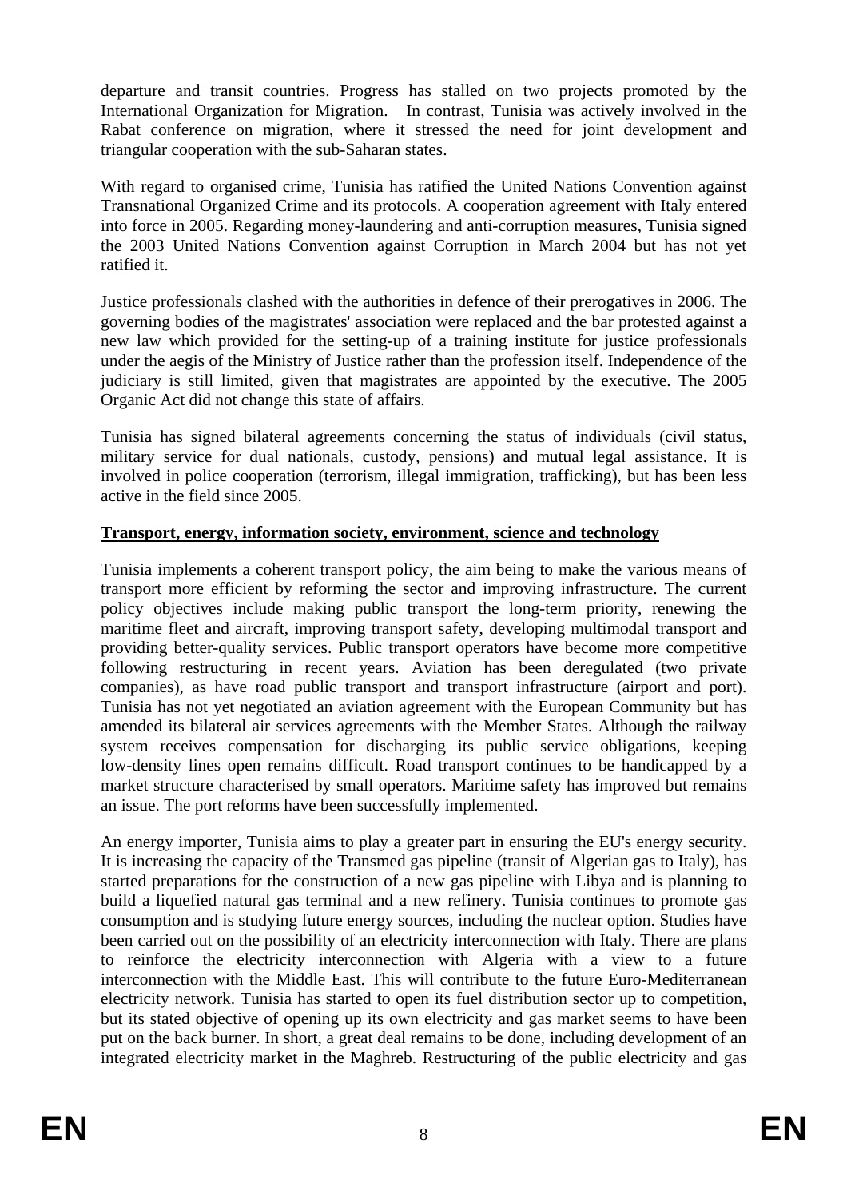departure and transit countries. Progress has stalled on two projects promoted by the International Organization for Migration. In contrast, Tunisia was actively involved in the Rabat conference on migration, where it stressed the need for joint development and triangular cooperation with the sub-Saharan states.

With regard to organised crime, Tunisia has ratified the United Nations Convention against Transnational Organized Crime and its protocols. A cooperation agreement with Italy entered into force in 2005. Regarding money-laundering and anti-corruption measures, Tunisia signed the 2003 United Nations Convention against Corruption in March 2004 but has not yet ratified it.

Justice professionals clashed with the authorities in defence of their prerogatives in 2006. The governing bodies of the magistrates' association were replaced and the bar protested against a new law which provided for the setting-up of a training institute for justice professionals under the aegis of the Ministry of Justice rather than the profession itself. Independence of the judiciary is still limited, given that magistrates are appointed by the executive. The 2005 Organic Act did not change this state of affairs.

Tunisia has signed bilateral agreements concerning the status of individuals (civil status, military service for dual nationals, custody, pensions) and mutual legal assistance. It is involved in police cooperation (terrorism, illegal immigration, trafficking), but has been less active in the field since 2005.

## Transport, energy, information society, environment, science and technology

Tunisia implements a coherent transport policy, the aim being to make the various means of transport more efficient by reforming the sector and improving infrastructure. The current policy objectives include making public transport the long-term priority, renewing the maritime fleet and aircraft, improving transport safety, developing multimodal transport and providing better-quality services. Public transport operators have become more competitive following restructuring in recent years. Aviation has been deregulated (two private companies), as have road public transport and transport infrastructure (airport and port). Tunisia has not yet negotiated an aviation agreement with the European Community but has amended its bilateral air services agreements with the Member States. Although the railway system receives compensation for discharging its public service obligations, keeping low-density lines open remains difficult. Road transport continues to be handicapped by a market structure characterised by small operators. Maritime safety has improved but remains an issue. The port reforms have been successfully implemented.

An energy importer, Tunisia aims to play a greater part in ensuring the EU's energy security. It is increasing the capacity of the Transmed gas pipeline (transit of Algerian gas to Italy), has started preparations for the construction of a new gas pipeline with Libya and is planning to build a liquefied natural gas terminal and a new refinery. Tunisia continues to promote gas consumption and is studying future energy sources, including the nuclear option. Studies have been carried out on the possibility of an electricity interconnection with Italy. There are plans to reinforce the electricity interconnection with Algeria with a view to a future interconnection with the Middle East. This will contribute to the future Euro-Mediterranean electricity network. Tunisia has started to open its fuel distribution sector up to competition, but its stated objective of opening up its own electricity and gas market seems to have been put on the back burner. In short, a great deal remains to be done, including development of an integrated electricity market in the Maghreb. Restructuring of the public electricity and gas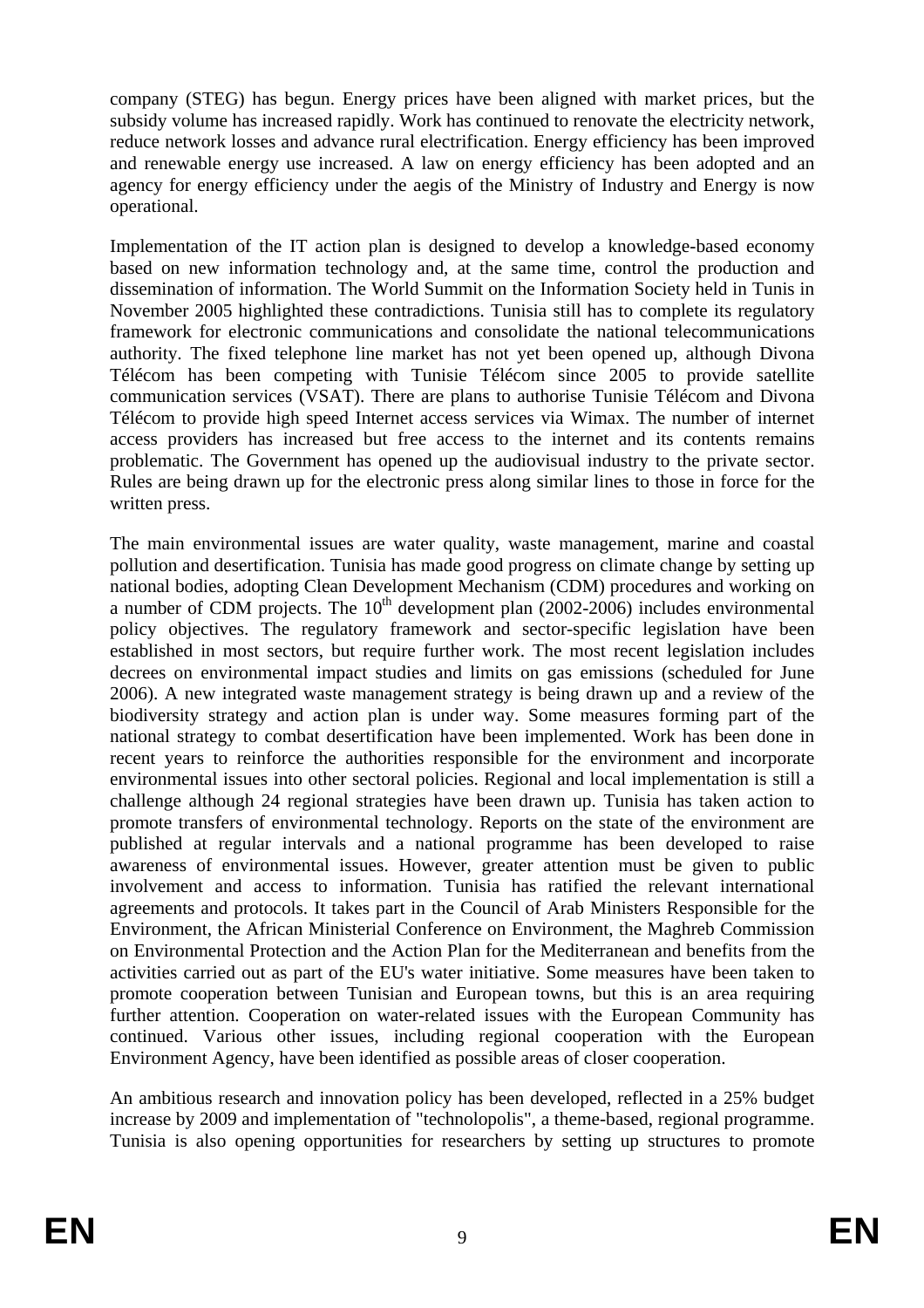company (STEG) has begun. Energy prices have been aligned with market prices, but the subsidy volume has increased rapidly. Work has continued to renovate the electricity network, reduce network losses and advance rural electrification. Energy efficiency has been improved and renewable energy use increased. A law on energy efficiency has been adopted and an agency for energy efficiency under the aegis of the Ministry of Industry and Energy is now operational.

Implementation of the IT action plan is designed to develop a knowledge-based economy based on new information technology and, at the same time, control the production and dissemination of information. The World Summit on the Information Society held in Tunis in November 2005 highlighted these contradictions. Tunisia still has to complete its regulatory framework for electronic communications and consolidate the national telecommunications authority. The fixed telephone line market has not yet been opened up, although Divona Télécom has been competing with Tunisie Télécom since 2005 to provide satellite communication services (VSAT). There are plans to authorise Tunisie Télécom and Divona Télécom to provide high speed Internet access services via Wimax. The number of internet access providers has increased but free access to the internet and its contents remains problematic. The Government has opened up the audiovisual industry to the private sector. Rules are being drawn up for the electronic press along similar lines to those in force for the written press.

The main environmental issues are water quality, waste management, marine and coastal pollution and desertification. Tunisia has made good progress on climate change by setting up national bodies, adopting Clean Development Mechanism (CDM) procedures and working on a number of CDM projects. The 10th development plan (2002-2006) includes environmental policy objectives. The regulatory framework and sector-specific legislation have been established in most sectors, but require further work. The most recent legislation includes decrees on environmental impact studies and limits on gas emissions (scheduled for June 2006). A new integrated waste management strategy is being drawn up and a review of the biodiversity strategy and action plan is under way. Some measures forming part of the national strategy to combat desertification have been implemented. Work has been done in recent years to reinforce the authorities responsible for the environment and incorporate environmental issues into other sectoral policies. Regional and local implementation is still a challenge although 24 regional strategies have been drawn up. Tunisia has taken action to promote transfers of environmental technology. Reports on the state of the environment are published at regular intervals and a national programme has been developed to raise awareness of environmental issues. However, greater attention must be given to public involvement and access to information. Tunisia has ratified the relevant international agreements and protocols. It takes part in the Council of Arab Ministers Responsible for the Environment, the African Ministerial Conference on Environment, the Maghreb Commission on Environmental Protection and the Action Plan for the Mediterranean and benefits from the activities carried out as part of the EU's water initiative. Some measures have been taken to promote cooperation between Tunisian and European towns, but this is an area requiring further attention. Cooperation on water-related issues with the European Community has continued. Various other issues, including regional cooperation with the European Environment Agency, have been identified as possible areas of closer cooperation.

An ambitious research and innovation policy has been developed, reflected in a 25% budget increase by 2009 and implementation of "technolopolis", a theme-based, regional programme. Tunisia is also opening opportunities for researchers by setting up structures to promote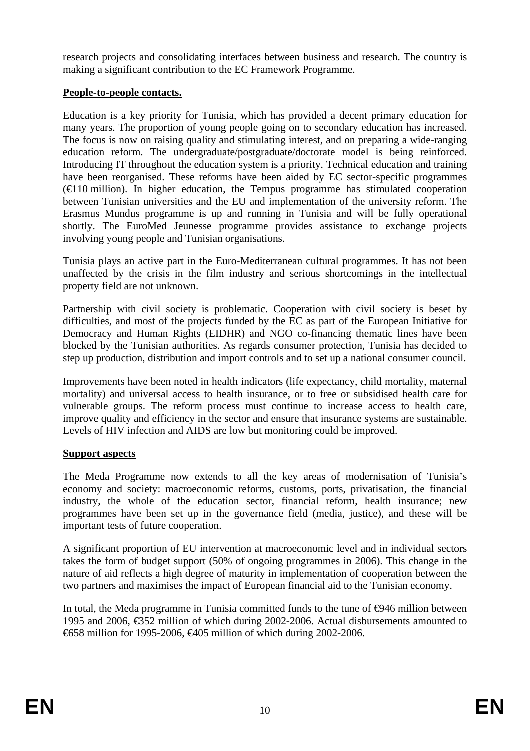research projects and consolidating interfaces between business and research. The country is making a significant contribution to the EC Framework Programme.

**People-to-people contacts.**

Education is a key priority for Tunisia, which has provided a decent primary education for many years. The proportion of young people going on to secondary education has increased. The focus is now on raising quality and stimulating interest, and on preparing a wide-ranging education reform. The undergraduate/postgraduate/doctorate model is being reinforced. Introducing IT throughout the education system is a priority. Technical education and training have been reorganised. These reforms have been aided by EC sector-specific programmes (€110 million). In higher education, the Tempus programme has stimulated cooperation between Tunisian universities and the EU and implementation of the university reform. The Erasmus Mundus programme is up and running in Tunisia and will be fully operational shortly. The EuroMed Jeunesse programme provides assistance to exchange projects involving young people and Tunisian organisations.

Tunisia plays an active part in the Euro-Mediterranean cultural programmes. It has not been unaffected by the crisis in the film industry and serious shortcomings in the intellectual property field are not unknown.

Partnership with civil society is problematic. Cooperation with civil society is beset by difficulties, and most of the projects funded by the EC as part of the European Initiative for Democracy and Human Rights (EIDHR) and NGO co-financing thematic lines have been blocked by the Tunisian authorities. As regards consumer protection, Tunisia has decided to step up production, distribution and import controls and to set up a national consumer council.

Improvements have been noted in health indicators (life expectancy, child mortality, maternal mortality) and universal access to health insurance, or to free or subsidised health care for vulnerable groups. The reform process must continue to increase access to health care, improve quality and efficiency in the sector and ensure that insurance systems are sustainable. Levels of HIV infection and AIDS are low but monitoring could be improved.

**Support aspects**

The Meda Programme now extends to all the key areas of modernisation of Tunisia's economy and society: macroeconomic reforms, customs, ports, privatisation, the financial industry, the whole of the education sector, financial reform, health insurance; new programmes have been set up in the governance field (media, justice), and these will be important tests of future cooperation.

A significant proportion of EU intervention at macroeconomic level and in individual sectors takes the form of budget support (50% of ongoing programmes in 2006). This change in the nature of aid reflects a high degree of maturity in implementation of cooperation between the two partners and maximises the impact of European financial aid to the Tunisian economy.

In total, the Meda programme in Tunisia committed funds to the tune of €946 million between 1995 and 2006, €352 million of which during 2002-2006. Actual disbursements amounted to €658 million for 1995-2006, €405 million of which during 2002-2006.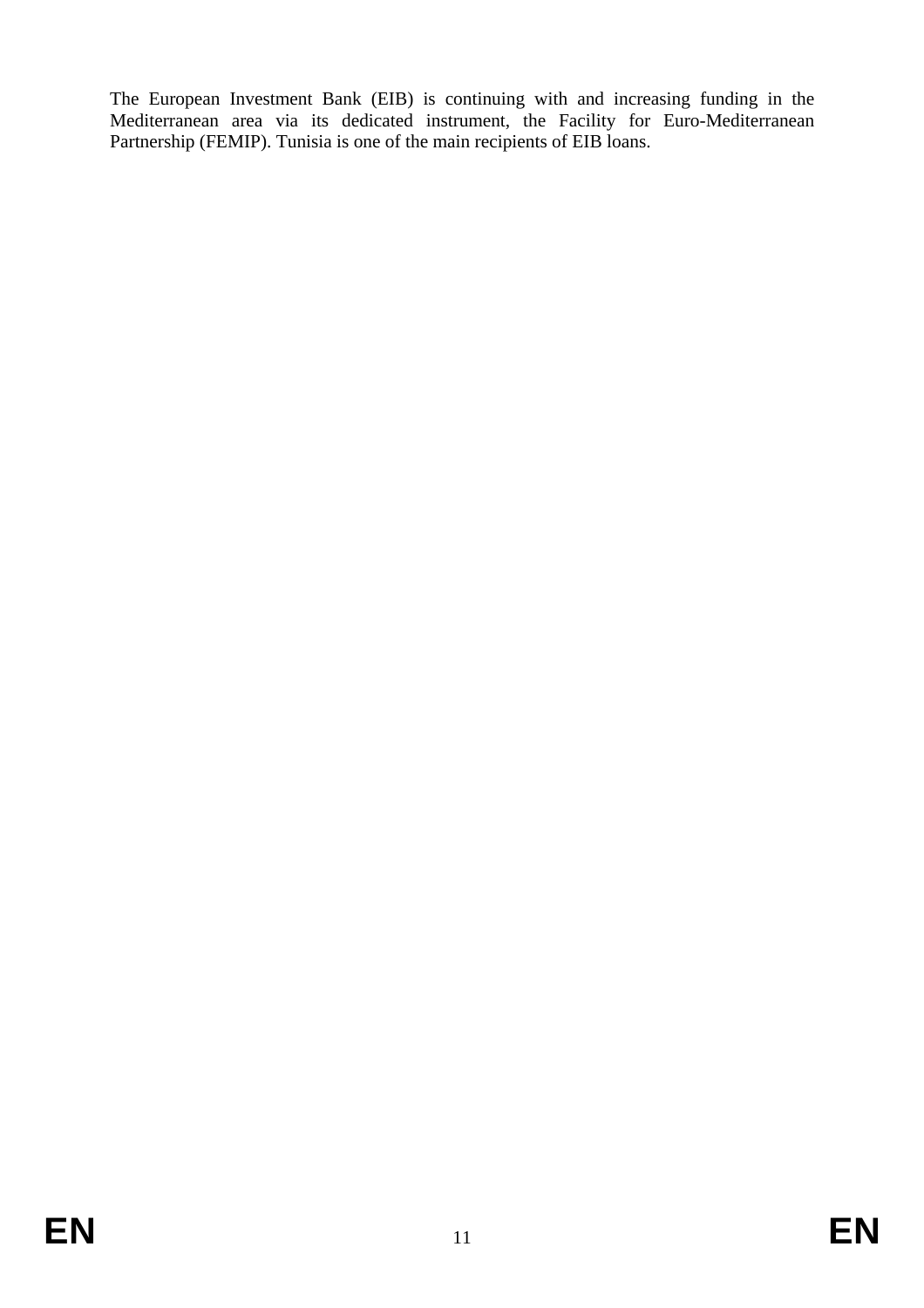The European Investment Bank (EIB) is continuing with and increasing funding in the Mediterranean area via its dedicated instrument, the Facility for Euro-Mediterranean Partnership (FEMIP). Tunisia is one of the main recipients of EIB loans.